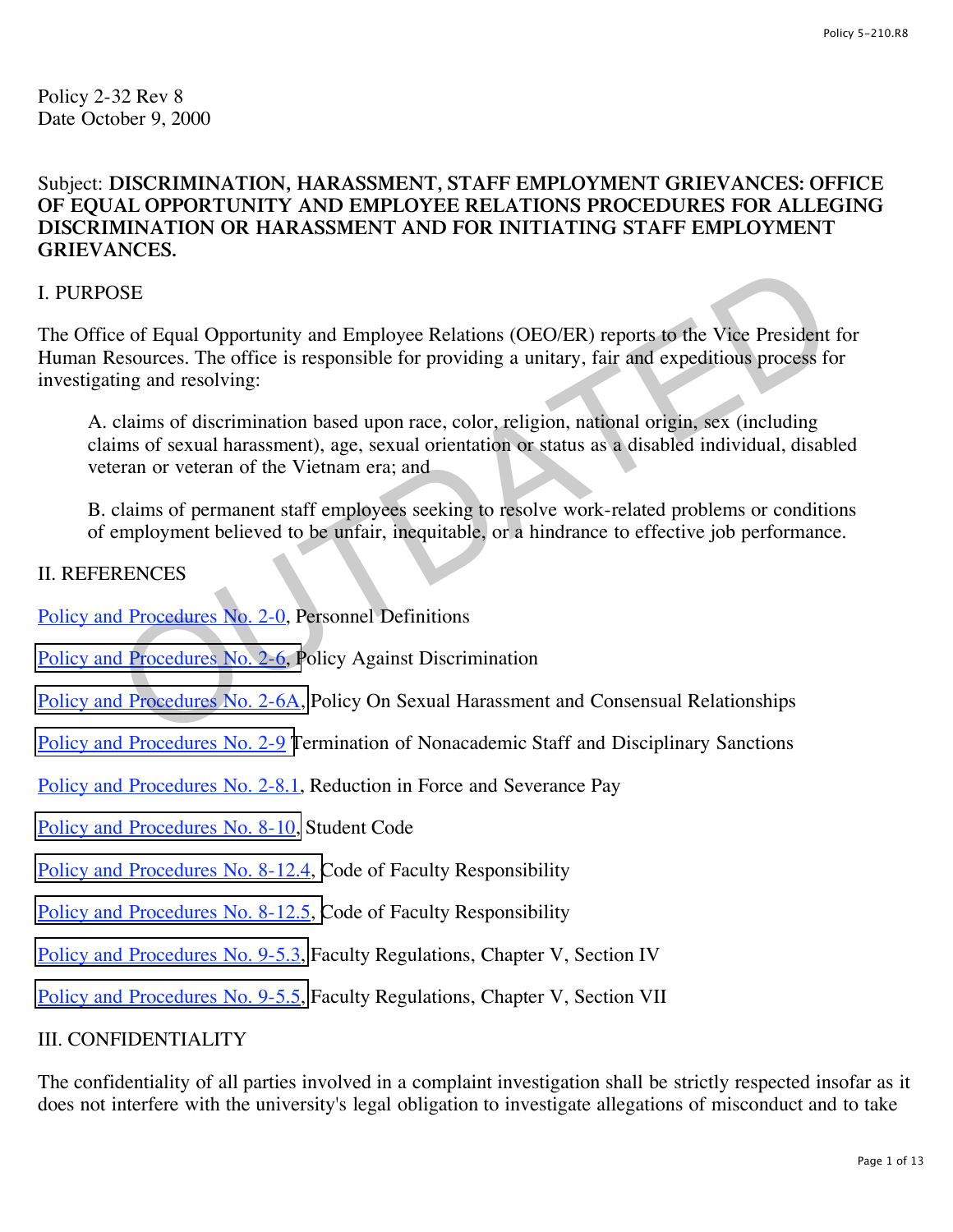Policy 2-32 Rev 8
Date October 9, 2000

Subject: **DISCRIMINATION, HARASSMENT, STAFF EMPLOYMENT GRIEVANCES: OFFICE OF EQUAL OPPORTUNITY AND EMPLOYEE RELATIONS PROCEDURES FOR ALLEGING DISCRIMINATION OR HARASSMENT AND FOR INITIATING STAFF EMPLOYMENT GRIEVANCES.**

## I. PURPOSE

The Office of Equal Opportunity and Employee Relations (OEO/ER) reports to the Vice President for Human Resources. The office is responsible for providing a unitary, fair and expeditious process for investigating and resolving:

> A. claims of discrimination based upon race, color, religion, national origin, sex (including claims of sexual harassment), age, sexual orientation or status as a disabled individual, disabled veteran or veteran of the Vietnam era; and
>
> B. claims of permanent staff employees seeking to resolve work-related problems or conditions of employment believed to be unfair, inequitable, or a hindrance to effective job performance.

## II. REFERENCES

Policy and Procedures No. 2-0, Personnel Definitions

Policy and Procedures No. 2-6, Policy Against Discrimination

Policy and Procedures No. 2-6A, Policy On Sexual Harassment and Consensual Relationships

Policy and Procedures No. 2-9 Termination of Nonacademic Staff and Disciplinary Sanctions

Policy and Procedures No. 2-8.1, Reduction in Force and Severance Pay

Policy and Procedures No. 8-10, Student Code

Policy and Procedures No. 8-12.4, Code of Faculty Responsibility

Policy and Procedures No. 8-12.5, Code of Faculty Responsibility

Policy and Procedures No. 9-5.3, Faculty Regulations, Chapter V, Section IV

Policy and Procedures No. 9-5.5, Faculty Regulations, Chapter V, Section VII

## III. CONFIDENTIALITY

The confidentiality of all parties involved in a complaint investigation shall be strictly respected insofar as it does not interfere with the university's legal obligation to investigate allegations of misconduct and to take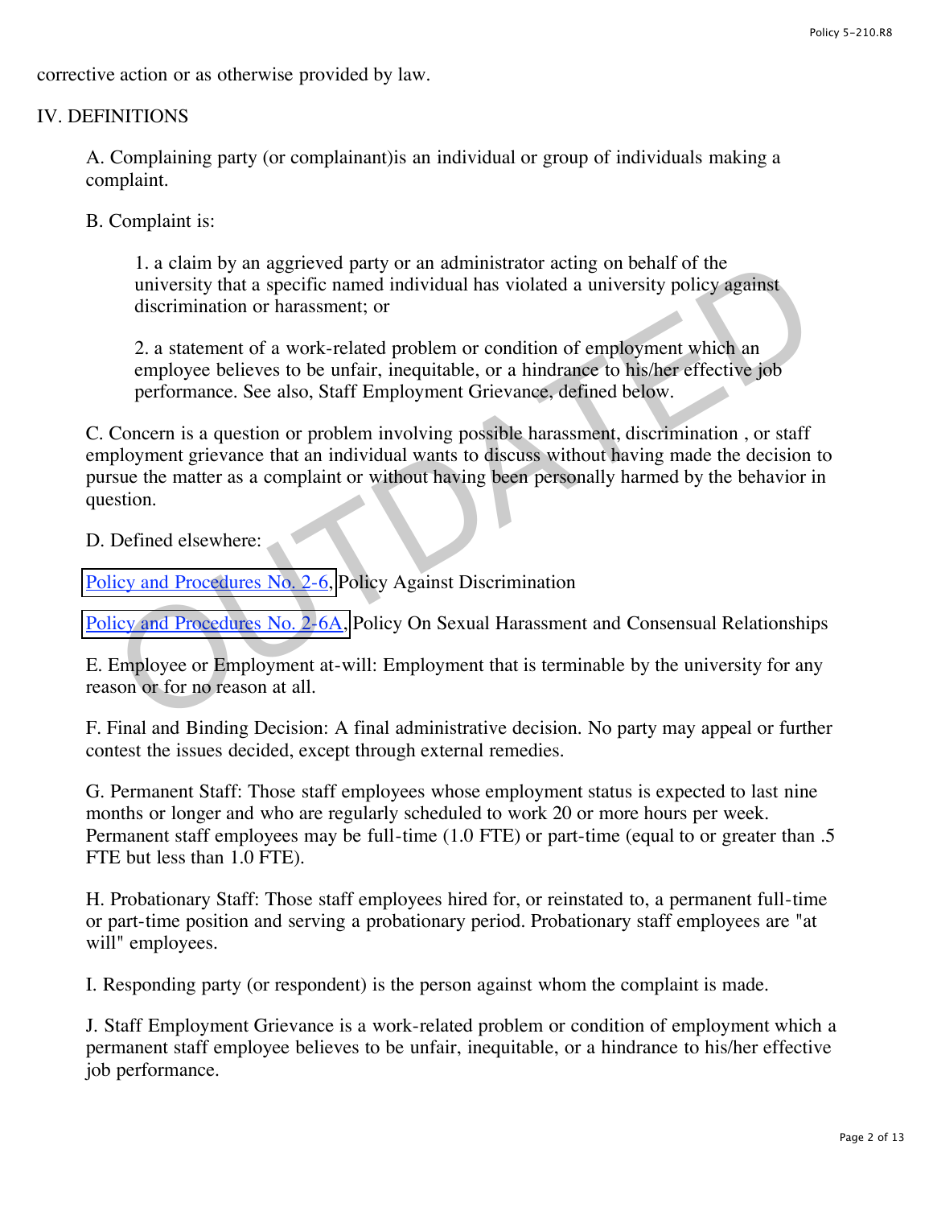corrective action or as otherwise provided by law.

## IV. DEFINITIONS

A. Complaining party (or complainant)is an individual or group of individuals making a complaint.

B. Complaint is:

1. a claim by an aggrieved party or an administrator acting on behalf of the university that a specific named individual has violated a university policy against discrimination or harassment; or

2. a statement of a work-related problem or condition of employment which an employee believes to be unfair, inequitable, or a hindrance to his/her effective job performance. See also, Staff Employment Grievance, defined below.

C. Concern is a question or problem involving possible harassment, discrimination , or staff employment grievance that an individual wants to discuss without having made the decision to pursue the matter as a complaint or without having been personally harmed by the behavior in question.

D. Defined elsewhere:

Policy and Procedures No. 2-6, Policy Against Discrimination

Policy and Procedures No. 2-6A, Policy On Sexual Harassment and Consensual Relationships

E. Employee or Employment at-will: Employment that is terminable by the university for any reason or for no reason at all.

F. Final and Binding Decision: A final administrative decision. No party may appeal or further contest the issues decided, except through external remedies.

G. Permanent Staff: Those staff employees whose employment status is expected to last nine months or longer and who are regularly scheduled to work 20 or more hours per week. Permanent staff employees may be full-time (1.0 FTE) or part-time (equal to or greater than .5 FTE but less than 1.0 FTE).

H. Probationary Staff: Those staff employees hired for, or reinstated to, a permanent full-time or part-time position and serving a probationary period. Probationary staff employees are "at will" employees.

I. Responding party (or respondent) is the person against whom the complaint is made.

J. Staff Employment Grievance is a work-related problem or condition of employment which a permanent staff employee believes to be unfair, inequitable, or a hindrance to his/her effective job performance.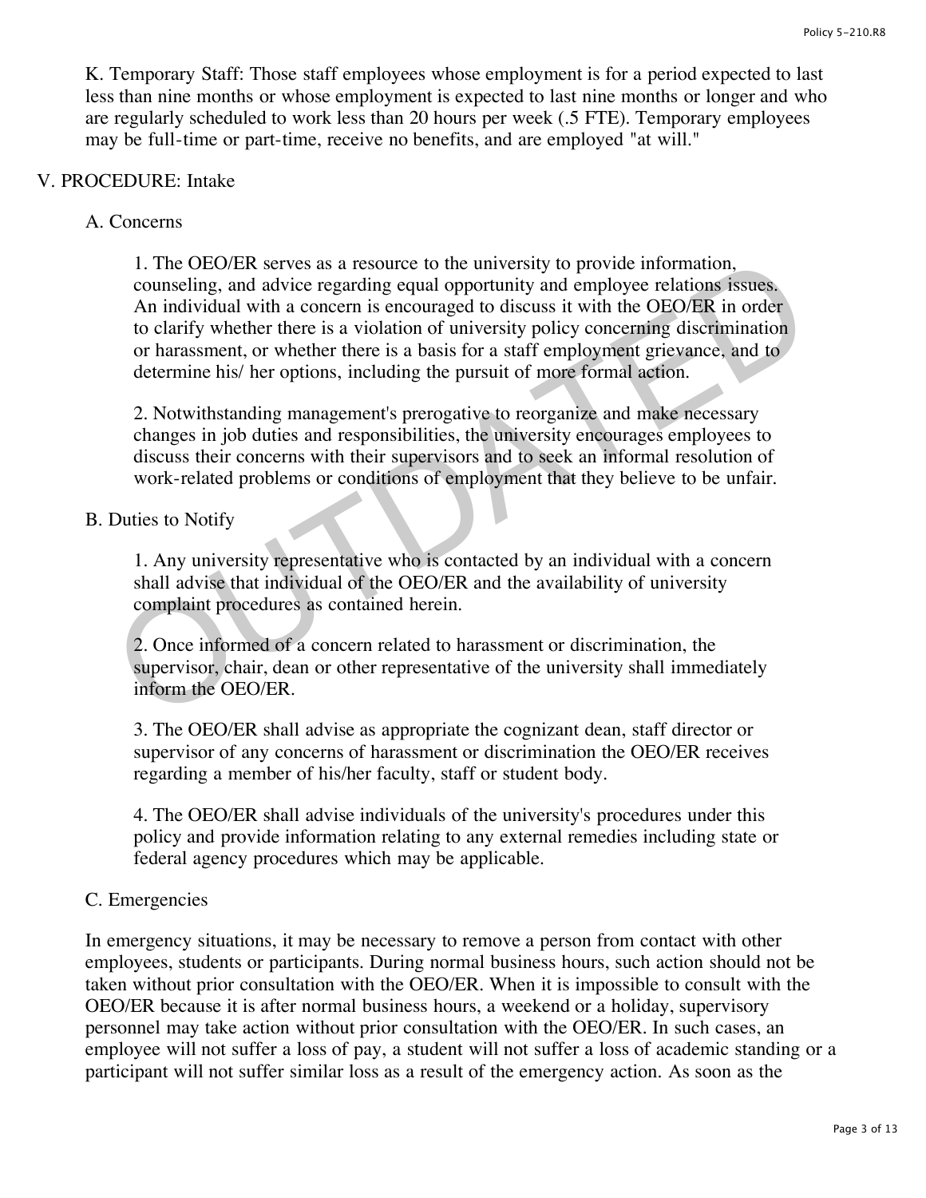K. Temporary Staff: Those staff employees whose employment is for a period expected to last less than nine months or whose employment is expected to last nine months or longer and who are regularly scheduled to work less than 20 hours per week (.5 FTE). Temporary employees may be full-time or part-time, receive no benefits, and are employed "at will."

## V. PROCEDURE: Intake

### A. Concerns

1. The OEO/ER serves as a resource to the university to provide information, counseling, and advice regarding equal opportunity and employee relations issues. An individual with a concern is encouraged to discuss it with the OEO/ER in order to clarify whether there is a violation of university policy concerning discrimination or harassment, or whether there is a basis for a staff employment grievance, and to determine his/ her options, including the pursuit of more formal action.

2. Notwithstanding management's prerogative to reorganize and make necessary changes in job duties and responsibilities, the university encourages employees to discuss their concerns with their supervisors and to seek an informal resolution of work-related problems or conditions of employment that they believe to be unfair.

### B. Duties to Notify

1. Any university representative who is contacted by an individual with a concern shall advise that individual of the OEO/ER and the availability of university complaint procedures as contained herein.

2. Once informed of a concern related to harassment or discrimination, the supervisor, chair, dean or other representative of the university shall immediately inform the OEO/ER.

3. The OEO/ER shall advise as appropriate the cognizant dean, staff director or supervisor of any concerns of harassment or discrimination the OEO/ER receives regarding a member of his/her faculty, staff or student body.

4. The OEO/ER shall advise individuals of the university's procedures under this policy and provide information relating to any external remedies including state or federal agency procedures which may be applicable.

### C. Emergencies

In emergency situations, it may be necessary to remove a person from contact with other employees, students or participants. During normal business hours, such action should not be taken without prior consultation with the OEO/ER. When it is impossible to consult with the OEO/ER because it is after normal business hours, a weekend or a holiday, supervisory personnel may take action without prior consultation with the OEO/ER. In such cases, an employee will not suffer a loss of pay, a student will not suffer a loss of academic standing or a participant will not suffer similar loss as a result of the emergency action. As soon as the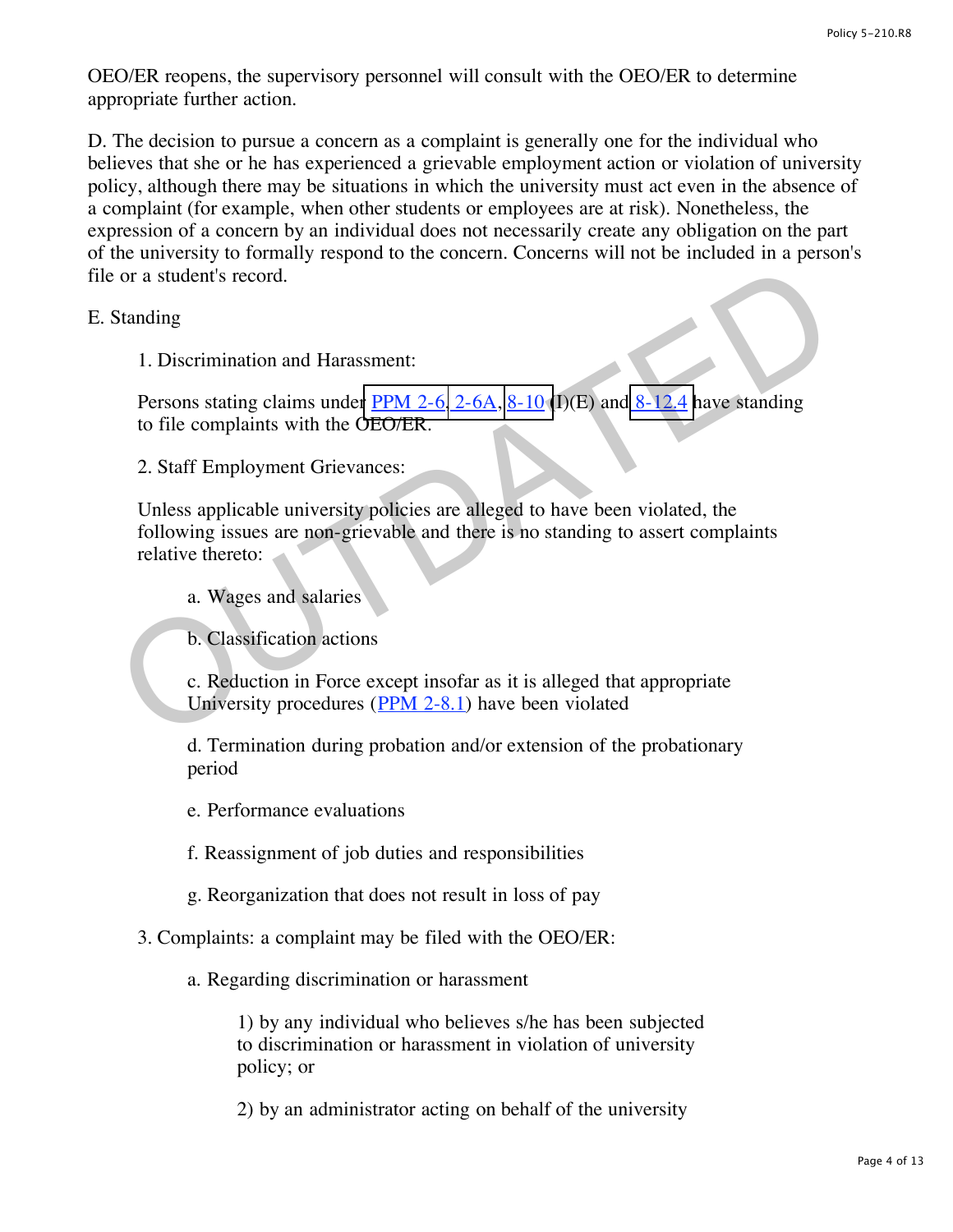OEO/ER reopens, the supervisory personnel will consult with the OEO/ER to determine appropriate further action.

D. The decision to pursue a concern as a complaint is generally one for the individual who believes that she or he has experienced a grievable employment action or violation of university policy, although there may be situations in which the university must act even in the absence of a complaint (for example, when other students or employees are at risk). Nonetheless, the expression of a concern by an individual does not necessarily create any obligation on the part of the university to formally respond to the concern. Concerns will not be included in a person's file or a student's record.

E. Standing

1. Discrimination and Harassment:

Persons stating claims under PPM 2-6, 2-6A, 8-10 (I)(E) and 8-12.4 have standing to file complaints with the OEO/ER.

2. Staff Employment Grievances:

Unless applicable university policies are alleged to have been violated, the following issues are non-grievable and there is no standing to assert complaints relative thereto:

a. Wages and salaries

b. Classification actions

c. Reduction in Force except insofar as it is alleged that appropriate University procedures (PPM 2-8.1) have been violated

d. Termination during probation and/or extension of the probationary period

e. Performance evaluations

f. Reassignment of job duties and responsibilities

g. Reorganization that does not result in loss of pay

3. Complaints: a complaint may be filed with the OEO/ER:

a. Regarding discrimination or harassment

1) by any individual who believes s/he has been subjected to discrimination or harassment in violation of university policy; or

2) by an administrator acting on behalf of the university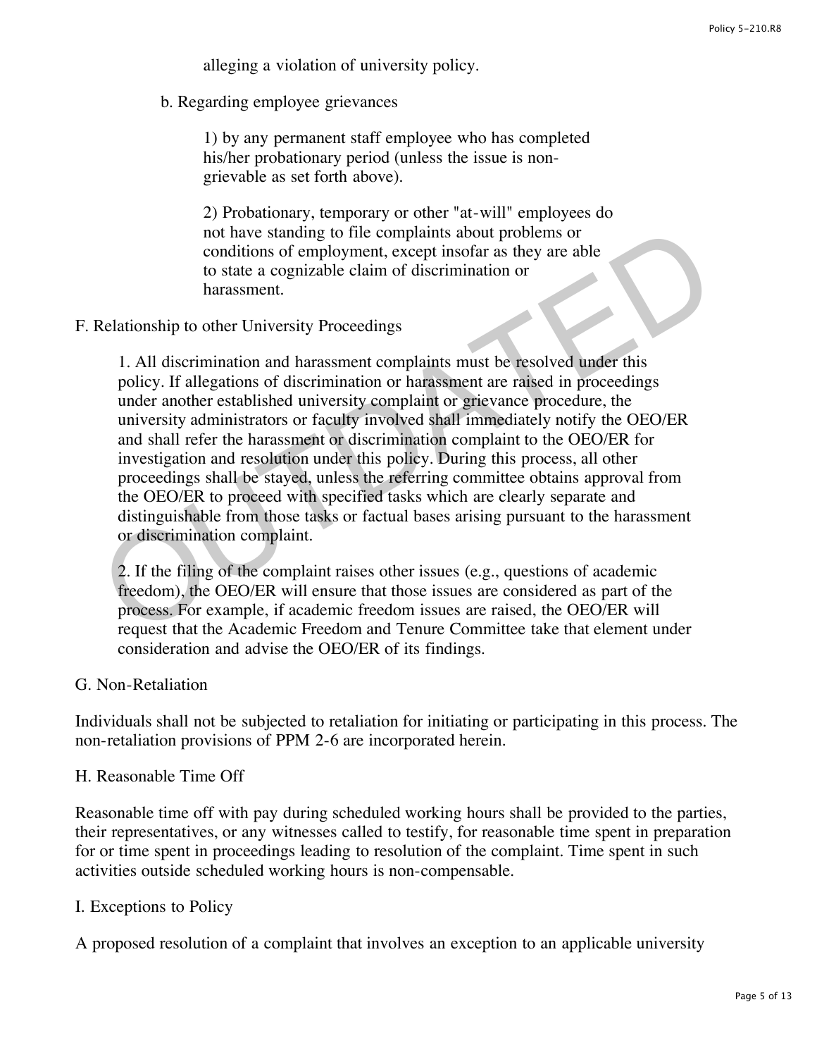alleging a violation of university policy.

b. Regarding employee grievances

1) by any permanent staff employee who has completed his/her probationary period (unless the issue is non-grievable as set forth above).

2) Probationary, temporary or other "at-will" employees do not have standing to file complaints about problems or conditions of employment, except insofar as they are able to state a cognizable claim of discrimination or harassment.

F. Relationship to other University Proceedings

1. All discrimination and harassment complaints must be resolved under this policy. If allegations of discrimination or harassment are raised in proceedings under another established university complaint or grievance procedure, the university administrators or faculty involved shall immediately notify the OEO/ER and shall refer the harassment or discrimination complaint to the OEO/ER for investigation and resolution under this policy. During this process, all other proceedings shall be stayed, unless the referring committee obtains approval from the OEO/ER to proceed with specified tasks which are clearly separate and distinguishable from those tasks or factual bases arising pursuant to the harassment or discrimination complaint.

2. If the filing of the complaint raises other issues (e.g., questions of academic freedom), the OEO/ER will ensure that those issues are considered as part of the process. For example, if academic freedom issues are raised, the OEO/ER will request that the Academic Freedom and Tenure Committee take that element under consideration and advise the OEO/ER of its findings.

G. Non-Retaliation

Individuals shall not be subjected to retaliation for initiating or participating in this process. The non-retaliation provisions of PPM 2-6 are incorporated herein.

H. Reasonable Time Off

Reasonable time off with pay during scheduled working hours shall be provided to the parties, their representatives, or any witnesses called to testify, for reasonable time spent in preparation for or time spent in proceedings leading to resolution of the complaint. Time spent in such activities outside scheduled working hours is non-compensable.

I. Exceptions to Policy

A proposed resolution of a complaint that involves an exception to an applicable university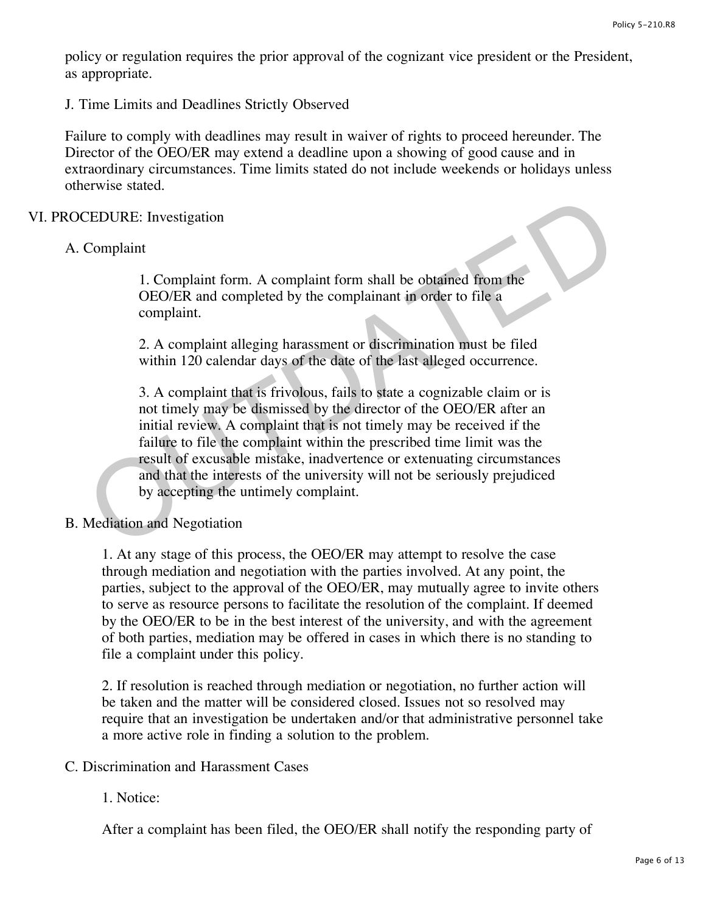policy or regulation requires the prior approval of the cognizant vice president or the President, as appropriate.

J. Time Limits and Deadlines Strictly Observed

Failure to comply with deadlines may result in waiver of rights to proceed hereunder. The Director of the OEO/ER may extend a deadline upon a showing of good cause and in extraordinary circumstances. Time limits stated do not include weekends or holidays unless otherwise stated.

## VI. PROCEDURE: Investigation

### A. Complaint

1. Complaint form. A complaint form shall be obtained from the OEO/ER and completed by the complainant in order to file a complaint.

2. A complaint alleging harassment or discrimination must be filed within 120 calendar days of the date of the last alleged occurrence.

3. A complaint that is frivolous, fails to state a cognizable claim or is not timely may be dismissed by the director of the OEO/ER after an initial review. A complaint that is not timely may be received if the failure to file the complaint within the prescribed time limit was the result of excusable mistake, inadvertence or extenuating circumstances and that the interests of the university will not be seriously prejudiced by accepting the untimely complaint.

### B. Mediation and Negotiation

1. At any stage of this process, the OEO/ER may attempt to resolve the case through mediation and negotiation with the parties involved. At any point, the parties, subject to the approval of the OEO/ER, may mutually agree to invite others to serve as resource persons to facilitate the resolution of the complaint. If deemed by the OEO/ER to be in the best interest of the university, and with the agreement of both parties, mediation may be offered in cases in which there is no standing to file a complaint under this policy.

2. If resolution is reached through mediation or negotiation, no further action will be taken and the matter will be considered closed. Issues not so resolved may require that an investigation be undertaken and/or that administrative personnel take a more active role in finding a solution to the problem.

### C. Discrimination and Harassment Cases

1. Notice:

After a complaint has been filed, the OEO/ER shall notify the responding party of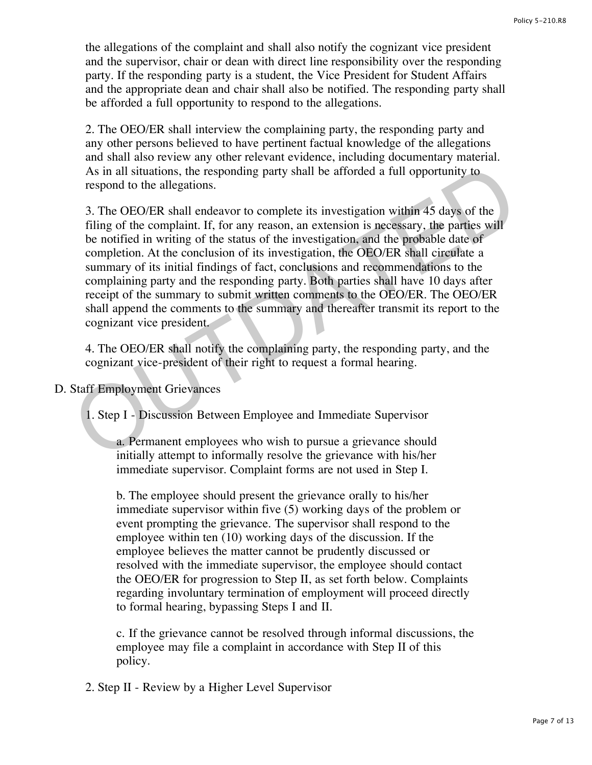the allegations of the complaint and shall also notify the cognizant vice president and the supervisor, chair or dean with direct line responsibility over the responding party. If the responding party is a student, the Vice President for Student Affairs and the appropriate dean and chair shall also be notified. The responding party shall be afforded a full opportunity to respond to the allegations.

2. The OEO/ER shall interview the complaining party, the responding party and any other persons believed to have pertinent factual knowledge of the allegations and shall also review any other relevant evidence, including documentary material. As in all situations, the responding party shall be afforded a full opportunity to respond to the allegations.

3. The OEO/ER shall endeavor to complete its investigation within 45 days of the filing of the complaint. If, for any reason, an extension is necessary, the parties will be notified in writing of the status of the investigation, and the probable date of completion. At the conclusion of its investigation, the OEO/ER shall circulate a summary of its initial findings of fact, conclusions and recommendations to the complaining party and the responding party. Both parties shall have 10 days after receipt of the summary to submit written comments to the OEO/ER. The OEO/ER shall append the comments to the summary and thereafter transmit its report to the cognizant vice president.

4. The OEO/ER shall notify the complaining party, the responding party, and the cognizant vice-president of their right to request a formal hearing.

D. Staff Employment Grievances

1. Step I - Discussion Between Employee and Immediate Supervisor

a. Permanent employees who wish to pursue a grievance should initially attempt to informally resolve the grievance with his/her immediate supervisor. Complaint forms are not used in Step I.

b. The employee should present the grievance orally to his/her immediate supervisor within five (5) working days of the problem or event prompting the grievance. The supervisor shall respond to the employee within ten (10) working days of the discussion. If the employee believes the matter cannot be prudently discussed or resolved with the immediate supervisor, the employee should contact the OEO/ER for progression to Step II, as set forth below. Complaints regarding involuntary termination of employment will proceed directly to formal hearing, bypassing Steps I and II.

c. If the grievance cannot be resolved through informal discussions, the employee may file a complaint in accordance with Step II of this policy.

2. Step II - Review by a Higher Level Supervisor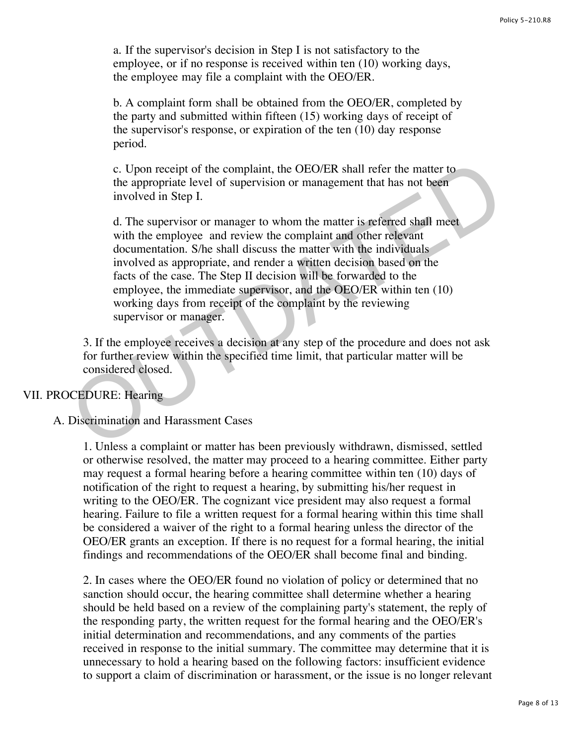a. If the supervisor's decision in Step I is not satisfactory to the employee, or if no response is received within ten (10) working days, the employee may file a complaint with the OEO/ER.

b. A complaint form shall be obtained from the OEO/ER, completed by the party and submitted within fifteen (15) working days of receipt of the supervisor's response, or expiration of the ten (10) day response period.

c. Upon receipt of the complaint, the OEO/ER shall refer the matter to the appropriate level of supervision or management that has not been involved in Step I.

d. The supervisor or manager to whom the matter is referred shall meet with the employee and review the complaint and other relevant documentation. S/he shall discuss the matter with the individuals involved as appropriate, and render a written decision based on the facts of the case. The Step II decision will be forwarded to the employee, the immediate supervisor, and the OEO/ER within ten (10) working days from receipt of the complaint by the reviewing supervisor or manager.

3. If the employee receives a decision at any step of the procedure and does not ask for further review within the specified time limit, that particular matter will be considered closed.

## VII. PROCEDURE: Hearing

### A. Discrimination and Harassment Cases

1. Unless a complaint or matter has been previously withdrawn, dismissed, settled or otherwise resolved, the matter may proceed to a hearing committee. Either party may request a formal hearing before a hearing committee within ten (10) days of notification of the right to request a hearing, by submitting his/her request in writing to the OEO/ER. The cognizant vice president may also request a formal hearing. Failure to file a written request for a formal hearing within this time shall be considered a waiver of the right to a formal hearing unless the director of the OEO/ER grants an exception. If there is no request for a formal hearing, the initial findings and recommendations of the OEO/ER shall become final and binding.

2. In cases where the OEO/ER found no violation of policy or determined that no sanction should occur, the hearing committee shall determine whether a hearing should be held based on a review of the complaining party's statement, the reply of the responding party, the written request for the formal hearing and the OEO/ER's initial determination and recommendations, and any comments of the parties received in response to the initial summary. The committee may determine that it is unnecessary to hold a hearing based on the following factors: insufficient evidence to support a claim of discrimination or harassment, or the issue is no longer relevant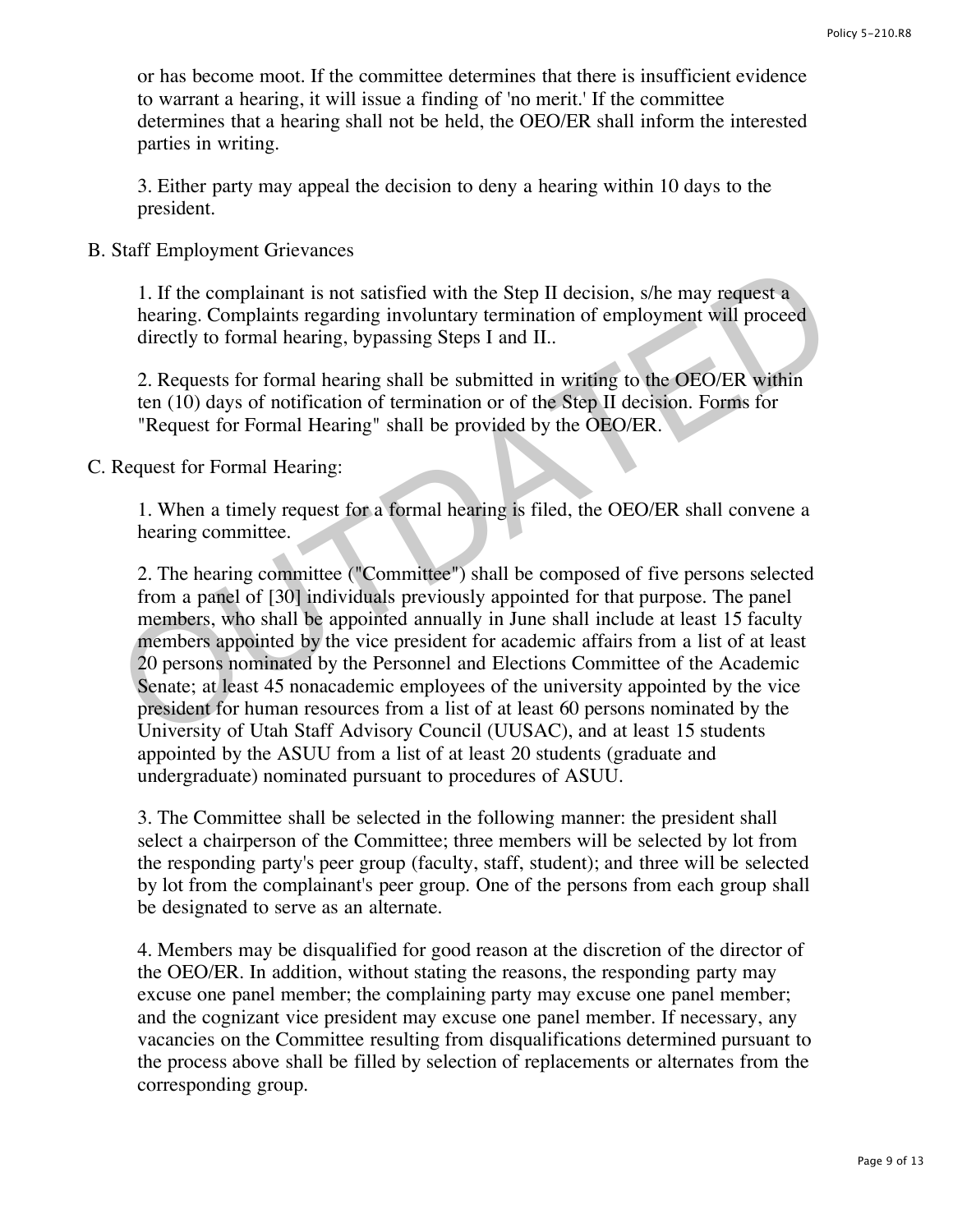or has become moot. If the committee determines that there is insufficient evidence to warrant a hearing, it will issue a finding of 'no merit.' If the committee determines that a hearing shall not be held, the OEO/ER shall inform the interested parties in writing.

3. Either party may appeal the decision to deny a hearing within 10 days to the president.

B. Staff Employment Grievances

1. If the complainant is not satisfied with the Step II decision, s/he may request a hearing. Complaints regarding involuntary termination of employment will proceed directly to formal hearing, bypassing Steps I and II..

2. Requests for formal hearing shall be submitted in writing to the OEO/ER within ten (10) days of notification of termination or of the Step II decision. Forms for "Request for Formal Hearing" shall be provided by the OEO/ER.

C. Request for Formal Hearing:

1. When a timely request for a formal hearing is filed, the OEO/ER shall convene a hearing committee.

2. The hearing committee ("Committee") shall be composed of five persons selected from a panel of [30] individuals previously appointed for that purpose. The panel members, who shall be appointed annually in June shall include at least 15 faculty members appointed by the vice president for academic affairs from a list of at least 20 persons nominated by the Personnel and Elections Committee of the Academic Senate; at least 45 nonacademic employees of the university appointed by the vice president for human resources from a list of at least 60 persons nominated by the University of Utah Staff Advisory Council (UUSAC), and at least 15 students appointed by the ASUU from a list of at least 20 students (graduate and undergraduate) nominated pursuant to procedures of ASUU.

3. The Committee shall be selected in the following manner: the president shall select a chairperson of the Committee; three members will be selected by lot from the responding party's peer group (faculty, staff, student); and three will be selected by lot from the complainant's peer group. One of the persons from each group shall be designated to serve as an alternate.

4. Members may be disqualified for good reason at the discretion of the director of the OEO/ER. In addition, without stating the reasons, the responding party may excuse one panel member; the complaining party may excuse one panel member; and the cognizant vice president may excuse one panel member. If necessary, any vacancies on the Committee resulting from disqualifications determined pursuant to the process above shall be filled by selection of replacements or alternates from the corresponding group.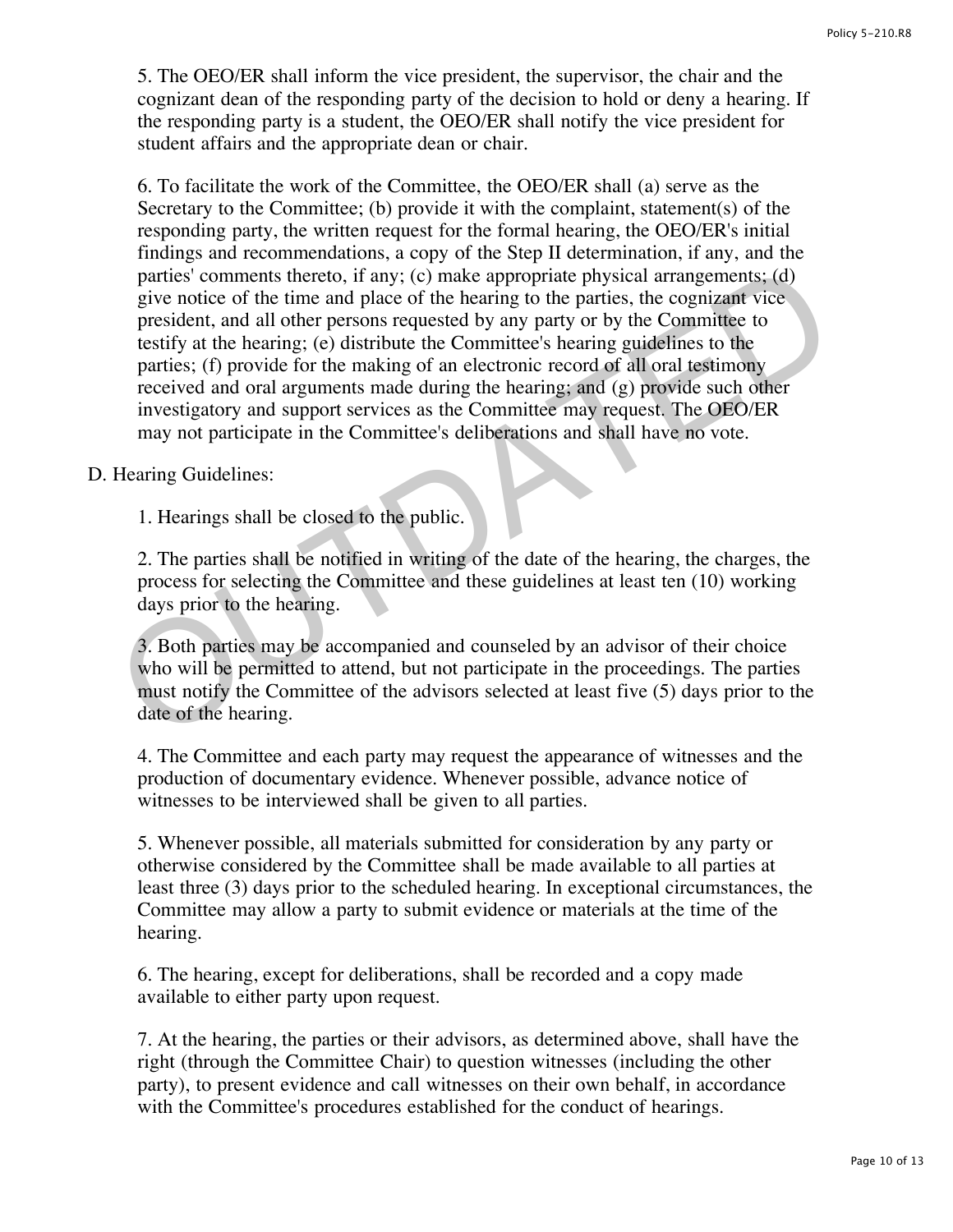5. The OEO/ER shall inform the vice president, the supervisor, the chair and the cognizant dean of the responding party of the decision to hold or deny a hearing. If the responding party is a student, the OEO/ER shall notify the vice president for student affairs and the appropriate dean or chair.

6. To facilitate the work of the Committee, the OEO/ER shall (a) serve as the Secretary to the Committee; (b) provide it with the complaint, statement(s) of the responding party, the written request for the formal hearing, the OEO/ER's initial findings and recommendations, a copy of the Step II determination, if any, and the parties' comments thereto, if any; (c) make appropriate physical arrangements; (d) give notice of the time and place of the hearing to the parties, the cognizant vice president, and all other persons requested by any party or by the Committee to testify at the hearing; (e) distribute the Committee's hearing guidelines to the parties; (f) provide for the making of an electronic record of all oral testimony received and oral arguments made during the hearing; and (g) provide such other investigatory and support services as the Committee may request. The OEO/ER may not participate in the Committee's deliberations and shall have no vote.

D. Hearing Guidelines:

1. Hearings shall be closed to the public.

2. The parties shall be notified in writing of the date of the hearing, the charges, the process for selecting the Committee and these guidelines at least ten (10) working days prior to the hearing.

3. Both parties may be accompanied and counseled by an advisor of their choice who will be permitted to attend, but not participate in the proceedings. The parties must notify the Committee of the advisors selected at least five (5) days prior to the date of the hearing.

4. The Committee and each party may request the appearance of witnesses and the production of documentary evidence. Whenever possible, advance notice of witnesses to be interviewed shall be given to all parties.

5. Whenever possible, all materials submitted for consideration by any party or otherwise considered by the Committee shall be made available to all parties at least three (3) days prior to the scheduled hearing. In exceptional circumstances, the Committee may allow a party to submit evidence or materials at the time of the hearing.

6. The hearing, except for deliberations, shall be recorded and a copy made available to either party upon request.

7. At the hearing, the parties or their advisors, as determined above, shall have the right (through the Committee Chair) to question witnesses (including the other party), to present evidence and call witnesses on their own behalf, in accordance with the Committee's procedures established for the conduct of hearings.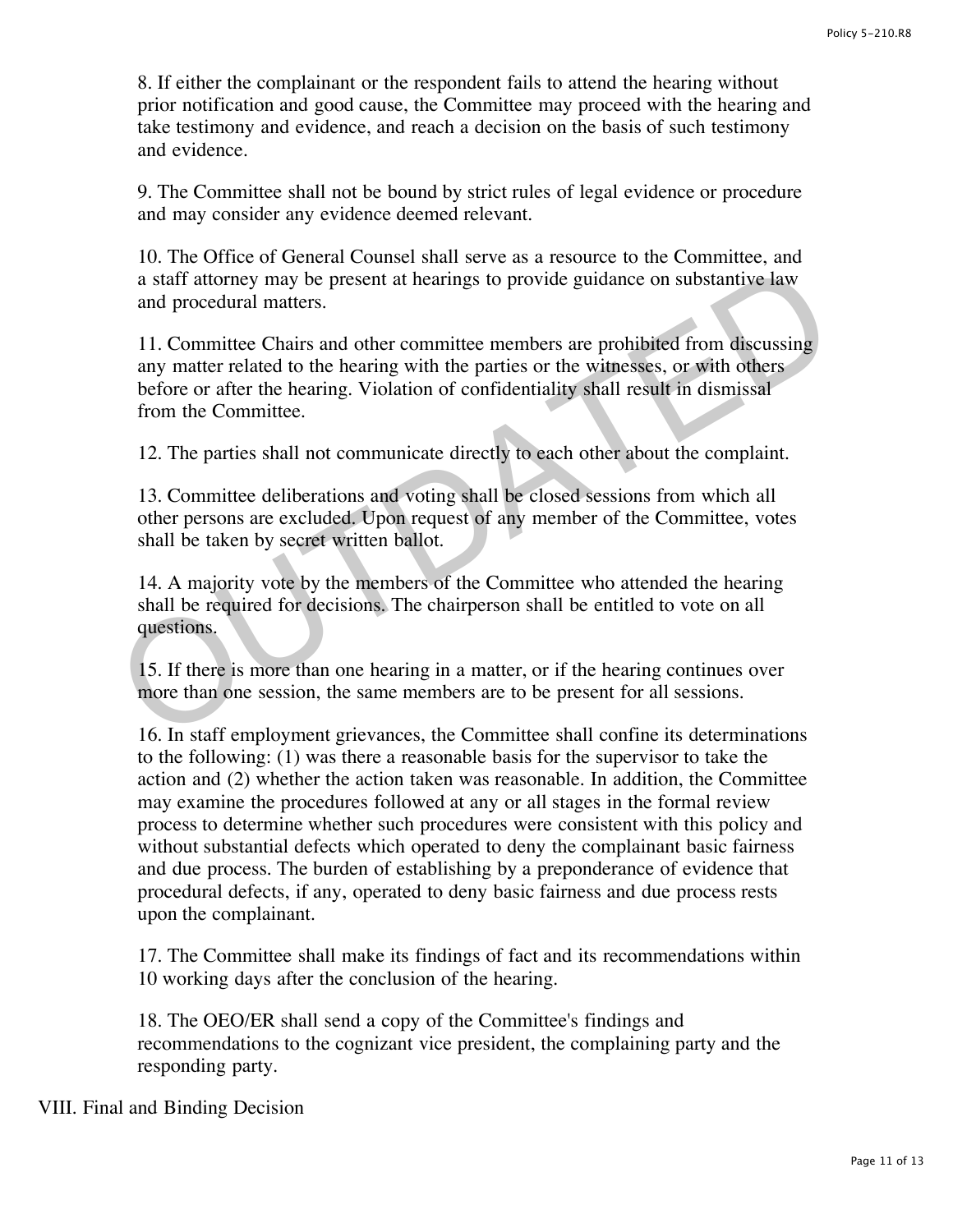8. If either the complainant or the respondent fails to attend the hearing without prior notification and good cause, the Committee may proceed with the hearing and take testimony and evidence, and reach a decision on the basis of such testimony and evidence.

9. The Committee shall not be bound by strict rules of legal evidence or procedure and may consider any evidence deemed relevant.

10. The Office of General Counsel shall serve as a resource to the Committee, and a staff attorney may be present at hearings to provide guidance on substantive law and procedural matters.

11. Committee Chairs and other committee members are prohibited from discussing any matter related to the hearing with the parties or the witnesses, or with others before or after the hearing. Violation of confidentiality shall result in dismissal from the Committee.

12. The parties shall not communicate directly to each other about the complaint.

13. Committee deliberations and voting shall be closed sessions from which all other persons are excluded. Upon request of any member of the Committee, votes shall be taken by secret written ballot.

14. A majority vote by the members of the Committee who attended the hearing shall be required for decisions. The chairperson shall be entitled to vote on all questions.

15. If there is more than one hearing in a matter, or if the hearing continues over more than one session, the same members are to be present for all sessions.

16. In staff employment grievances, the Committee shall confine its determinations to the following: (1) was there a reasonable basis for the supervisor to take the action and (2) whether the action taken was reasonable. In addition, the Committee may examine the procedures followed at any or all stages in the formal review process to determine whether such procedures were consistent with this policy and without substantial defects which operated to deny the complainant basic fairness and due process. The burden of establishing by a preponderance of evidence that procedural defects, if any, operated to deny basic fairness and due process rests upon the complainant.

17. The Committee shall make its findings of fact and its recommendations within 10 working days after the conclusion of the hearing.

18. The OEO/ER shall send a copy of the Committee's findings and recommendations to the cognizant vice president, the complaining party and the responding party.

VIII. Final and Binding Decision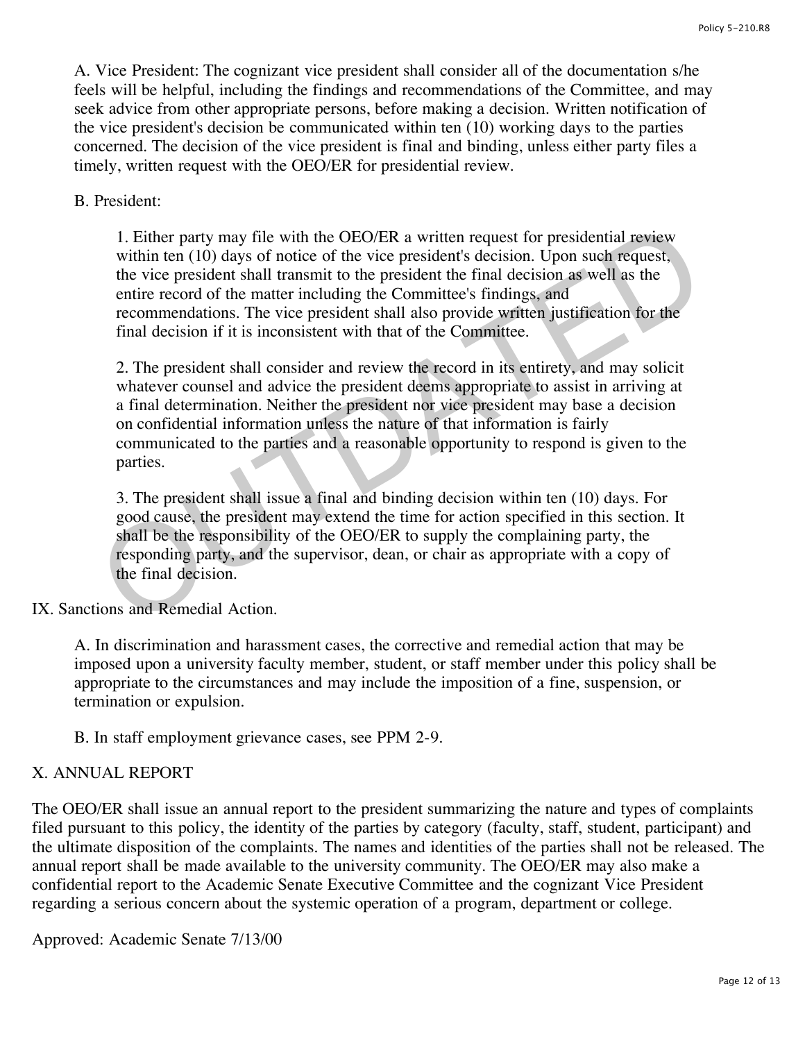A. Vice President: The cognizant vice president shall consider all of the documentation s/he feels will be helpful, including the findings and recommendations of the Committee, and may seek advice from other appropriate persons, before making a decision. Written notification of the vice president's decision be communicated within ten (10) working days to the parties concerned. The decision of the vice president is final and binding, unless either party files a timely, written request with the OEO/ER for presidential review.

B. President:

1. Either party may file with the OEO/ER a written request for presidential review within ten (10) days of notice of the vice president's decision. Upon such request, the vice president shall transmit to the president the final decision as well as the entire record of the matter including the Committee's findings, and recommendations. The vice president shall also provide written justification for the final decision if it is inconsistent with that of the Committee.

2. The president shall consider and review the record in its entirety, and may solicit whatever counsel and advice the president deems appropriate to assist in arriving at a final determination. Neither the president nor vice president may base a decision on confidential information unless the nature of that information is fairly communicated to the parties and a reasonable opportunity to respond is given to the parties.

3. The president shall issue a final and binding decision within ten (10) days. For good cause, the president may extend the time for action specified in this section. It shall be the responsibility of the OEO/ER to supply the complaining party, the responding party, and the supervisor, dean, or chair as appropriate with a copy of the final decision.

IX. Sanctions and Remedial Action.

A. In discrimination and harassment cases, the corrective and remedial action that may be imposed upon a university faculty member, student, or staff member under this policy shall be appropriate to the circumstances and may include the imposition of a fine, suspension, or termination or expulsion.

B. In staff employment grievance cases, see PPM 2-9.

X. ANNUAL REPORT

The OEO/ER shall issue an annual report to the president summarizing the nature and types of complaints filed pursuant to this policy, the identity of the parties by category (faculty, staff, student, participant) and the ultimate disposition of the complaints. The names and identities of the parties shall not be released. The annual report shall be made available to the university community. The OEO/ER may also make a confidential report to the Academic Senate Executive Committee and the cognizant Vice President regarding a serious concern about the systemic operation of a program, department or college.

Approved: Academic Senate 7/13/00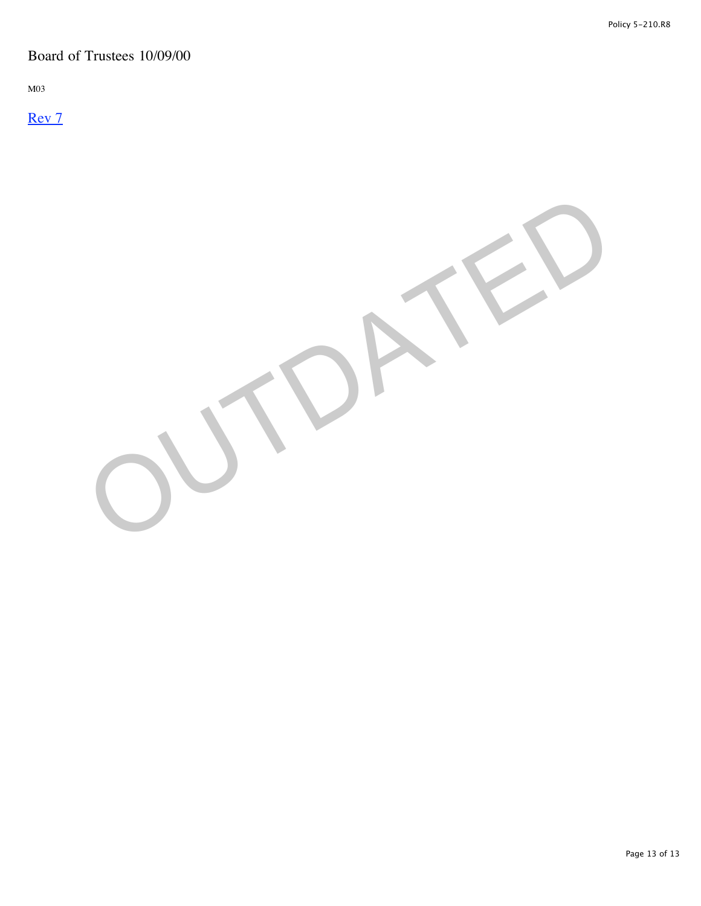Board of Trustees 10/09/00

M03

[Rev 7]